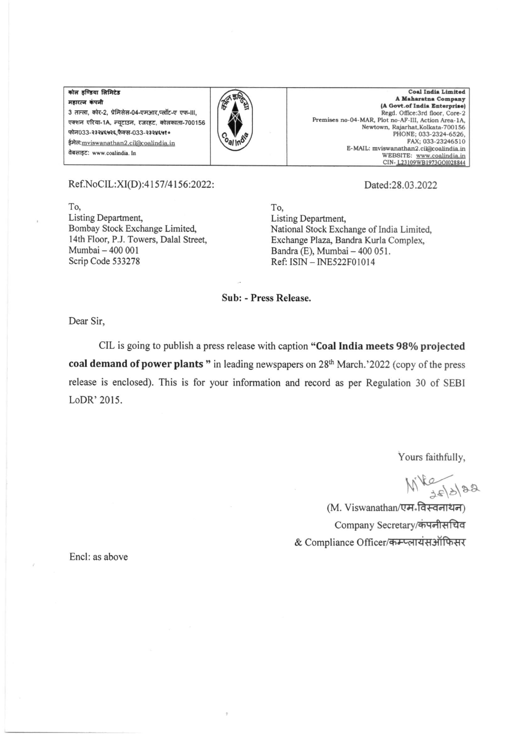| कोल इण्डिया लिमिटेड<br>महारत्न कंपनी<br>3 तल्ला, कोर-2, प्रेमिसेस-04-एमआर,प्लॉट-ए एफ-III,<br>एक्शन एरिया-1A, न्यूटाउन, रजरहट, कोलकाता-700156<br>फोन033-२३२४६५२६,फैक्स-033-२३२४६५१०<br>ईमेल:mviswanathan2.cil@coalindia.in<br>वेबसाइट: www.coalindia. In | | **Coal India Limited**<br>**A Maharatna Company**<br>**(A Govt.of India Enterprise)**<br>Regd. Office:3rd floor, Core-2<br>Premises no-04-MAR, Plot no-AF-III, Action Area-1A,<br>Newtown, Rajarhat,Kolkata-700156<br>PHONE; 033-2324-6526,<br>FAX; 033-23246510<br>E-MAIL: mviswanathan2.cil@coalindia.in<br>WEBSITE: www.coalindia.in<br>CIN- L23109WB1973GOI028844 |
|---|---|---|

Ref.NoCIL:XI(D):4157/4156:2022:

Dated:28.03.2022

To,
Listing Department,
Bombay Stock Exchange Limited,
14th Floor, P.J. Towers, Dalal Street,
Mumbai – 400 001
Scrip Code 533278

To,
Listing Department,
National Stock Exchange of India Limited,
Exchange Plaza, Bandra Kurla Complex,
Bandra (E), Mumbai – 400 051.
Ref: ISIN – INE522F01014

**Sub: - Press Release.**

Dear Sir,

CIL is going to publish a press release with caption **"Coal India meets 98% projected coal demand of power plants "** in leading newspapers on 28th March.'2022 (copy of the press release is enclosed). This is for your information and record as per Regulation 30 of SEBI LoDR' 2015.

Yours faithfully,

(M. Viswanathan/एम.विस्वनाथन)
Company Secretary/कंपनीसचिव
& Compliance Officer/कम्प्लायंसऑफिसर

Encl: as above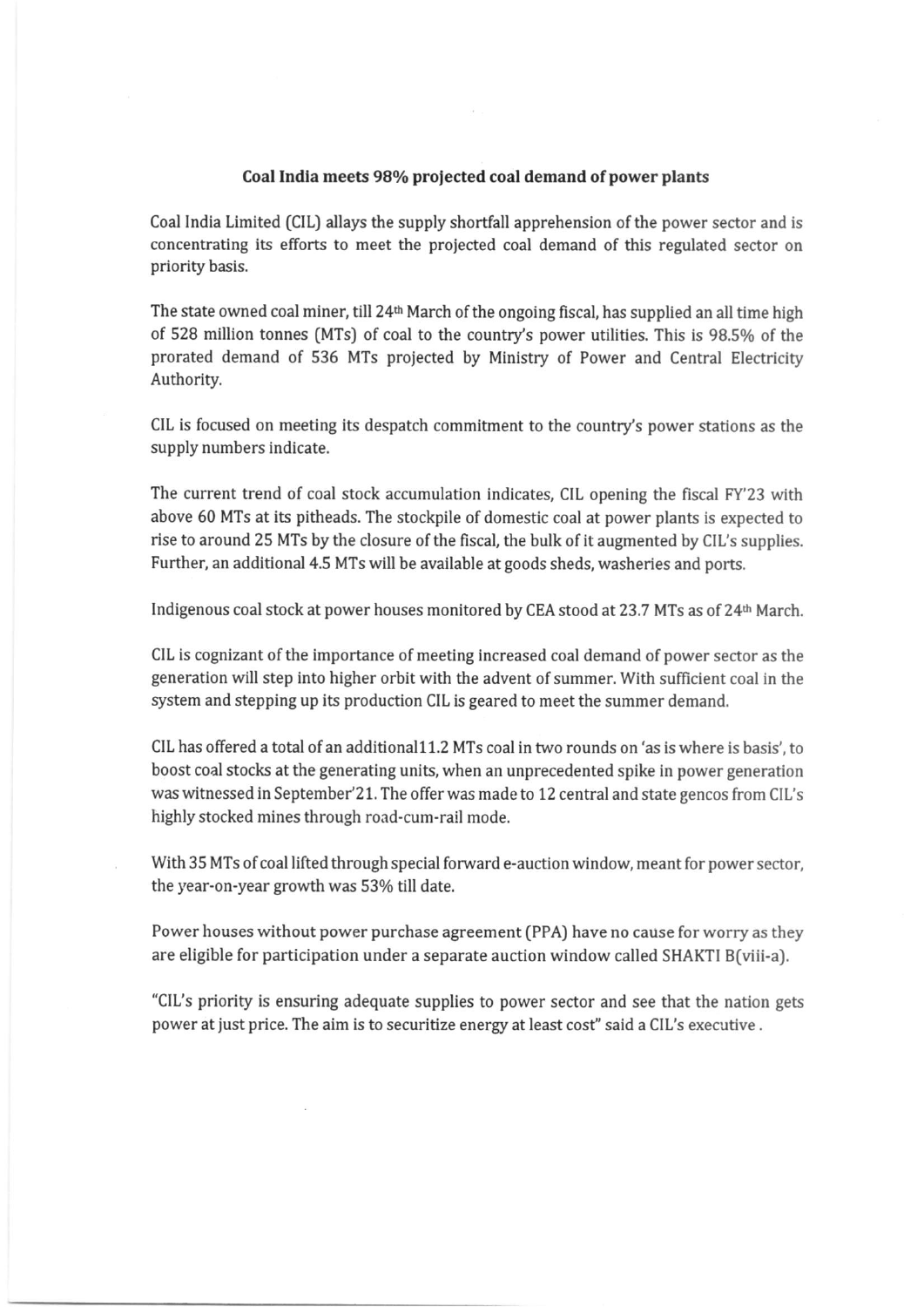# Coal India meets 98% projected coal demand of power plants

Coal India Limited (CIL) allays the supply shortfall apprehension of the power sector and is concentrating its efforts to meet the projected coal demand of this regulated sector on priority basis.

The state owned coal miner, till 24th March of the ongoing fiscal, has supplied an all time high of 528 million tonnes (MTs) of coal to the country's power utilities. This is 98.5% of the prorated demand of 536 MTs projected by Ministry of Power and Central Electricity Authority.

CIL is focused on meeting its despatch commitment to the country's power stations as the supply numbers indicate.

The current trend of coal stock accumulation indicates, CIL opening the fiscal FY'23 with above 60 MTs at its pitheads. The stockpile of domestic coal at power plants is expected to rise to around 25 MTs by the closure of the fiscal, the bulk of it augmented by CIL's supplies. Further, an additional 4.5 MTs will be available at goods sheds, washeries and ports.

Indigenous coal stock at power houses monitored by CEA stood at 23.7 MTs as of 24th March.

CIL is cognizant of the importance of meeting increased coal demand of power sector as the generation will step into higher orbit with the advent of summer. With sufficient coal in the system and stepping up its production CIL is geared to meet the summer demand.

CIL has offered a total of an additional11.2 MTs coal in two rounds on 'as is where is basis', to boost coal stocks at the generating units, when an unprecedented spike in power generation was witnessed in September'21. The offer was made to 12 central and state gencos from CIL's highly stocked mines through road-cum-rail mode.

With 35 MTs of coal lifted through special forward e-auction window, meant for power sector, the year-on-year growth was 53% till date.

Power houses without power purchase agreement (PPA) have no cause for worry as they are eligible for participation under a separate auction window called SHAKTI B(viii-a).

"CIL's priority is ensuring adequate supplies to power sector and see that the nation gets power at just price. The aim is to securitize energy at least cost" said a CIL's executive .